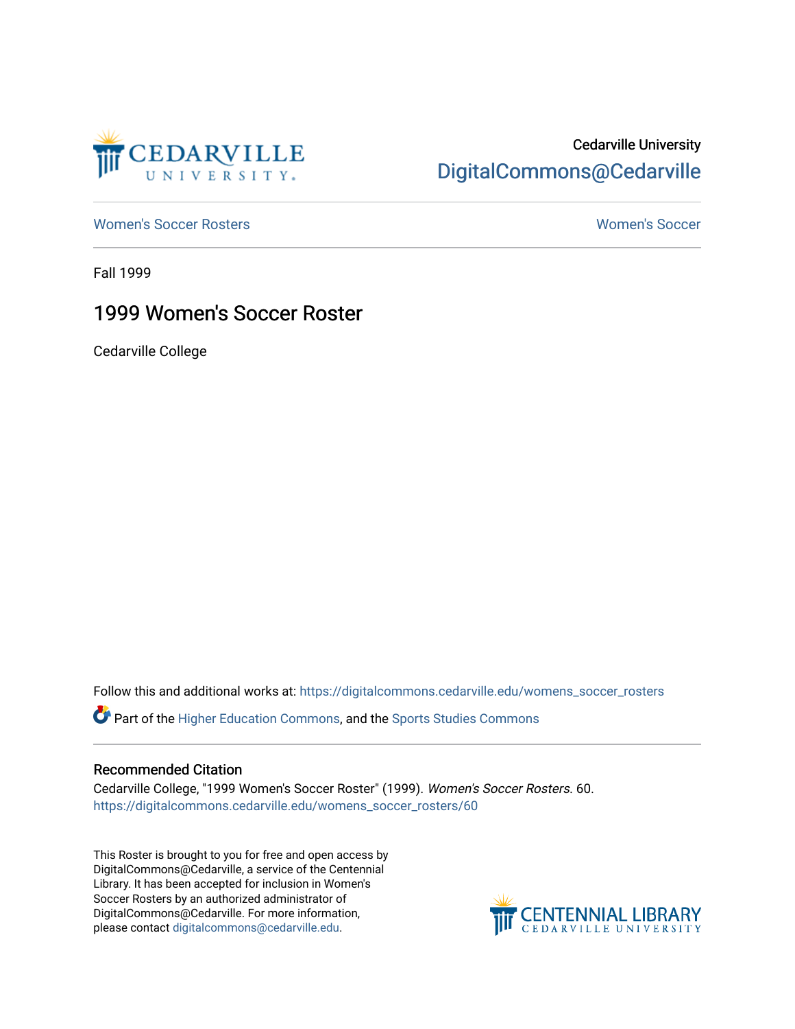Cedarville University

DigitalCommons@Cedarville

Women's Soccer Rosters

Women's Soccer

Fall 1999

# 1999 Women's Soccer Roster

Cedarville College

Follow this and additional works at: https://digitalcommons.cedarville.edu/womens_soccer_rosters

Part of the Higher Education Commons, and the Sports Studies Commons

## Recommended Citation

Cedarville College, "1999 Women's Soccer Roster" (1999). *Women's Soccer Rosters*. 60.
https://digitalcommons.cedarville.edu/womens_soccer_rosters/60

This Roster is brought to you for free and open access by DigitalCommons@Cedarville, a service of the Centennial Library. It has been accepted for inclusion in Women's Soccer Rosters by an authorized administrator of DigitalCommons@Cedarville. For more information, please contact digitalcommons@cedarville.edu.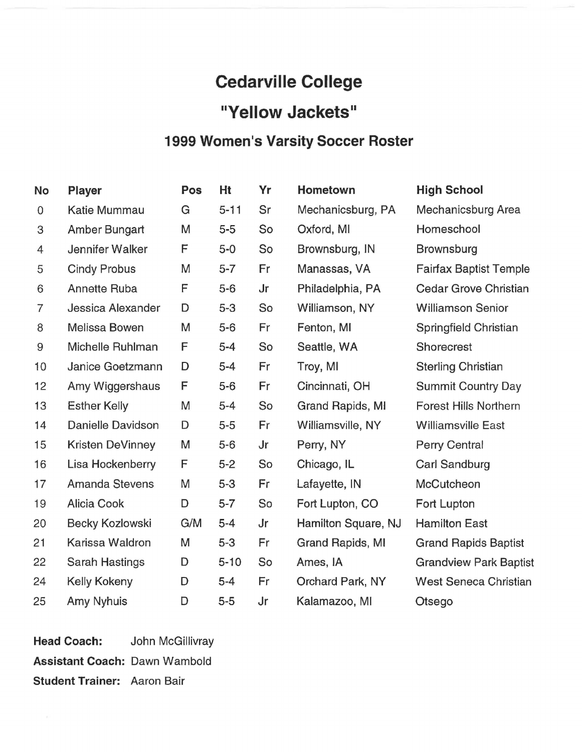# Cedarville College

## "Yellow Jackets"

### 1999 Women's Varsity Soccer Roster

| No | Player | Pos | Ht | Yr | Hometown | High School |
|---|---|---|---|---|---|---|
| 0 | Katie Mummau | G | 5-11 | Sr | Mechanicsburg, PA | Mechanicsburg Area |
| 3 | Amber Bungart | M | 5-5 | So | Oxford, MI | Homeschool |
| 4 | Jennifer Walker | F | 5-0 | So | Brownsburg, IN | Brownsburg |
| 5 | Cindy Probus | M | 5-7 | Fr | Manassas, VA | Fairfax Baptist Temple |
| 6 | Annette Ruba | F | 5-6 | Jr | Philadelphia, PA | Cedar Grove Christian |
| 7 | Jessica Alexander | D | 5-3 | So | Williamson, NY | Williamson Senior |
| 8 | Melissa Bowen | M | 5-6 | Fr | Fenton, MI | Springfield Christian |
| 9 | Michelle Ruhlman | F | 5-4 | So | Seattle, WA | Shorecrest |
| 10 | Janice Goetzmann | D | 5-4 | Fr | Troy, MI | Sterling Christian |
| 12 | Amy Wiggershaus | F | 5-6 | Fr | Cincinnati, OH | Summit Country Day |
| 13 | Esther Kelly | M | 5-4 | So | Grand Rapids, MI | Forest Hills Northern |
| 14 | Danielle Davidson | D | 5-5 | Fr | Williamsville, NY | Williamsville East |
| 15 | Kristen DeVinney | M | 5-6 | Jr | Perry, NY | Perry Central |
| 16 | Lisa Hockenberry | F | 5-2 | So | Chicago, IL | Carl Sandburg |
| 17 | Amanda Stevens | M | 5-3 | Fr | Lafayette, IN | McCutcheon |
| 19 | Alicia Cook | D | 5-7 | So | Fort Lupton, CO | Fort Lupton |
| 20 | Becky Kozlowski | G/M | 5-4 | Jr | Hamilton Square, NJ | Hamilton East |
| 21 | Karissa Waldron | M | 5-3 | Fr | Grand Rapids, MI | Grand Rapids Baptist |
| 22 | Sarah Hastings | D | 5-10 | So | Ames, IA | Grandview Park Baptist |
| 24 | Kelly Kokeny | D | 5-4 | Fr | Orchard Park, NY | West Seneca Christian |
| 25 | Amy Nyhuis | D | 5-5 | Jr | Kalamazoo, MI | Otsego |

**Head Coach:** John McGillivray

**Assistant Coach:** Dawn Wambold

**Student Trainer:** Aaron Bair